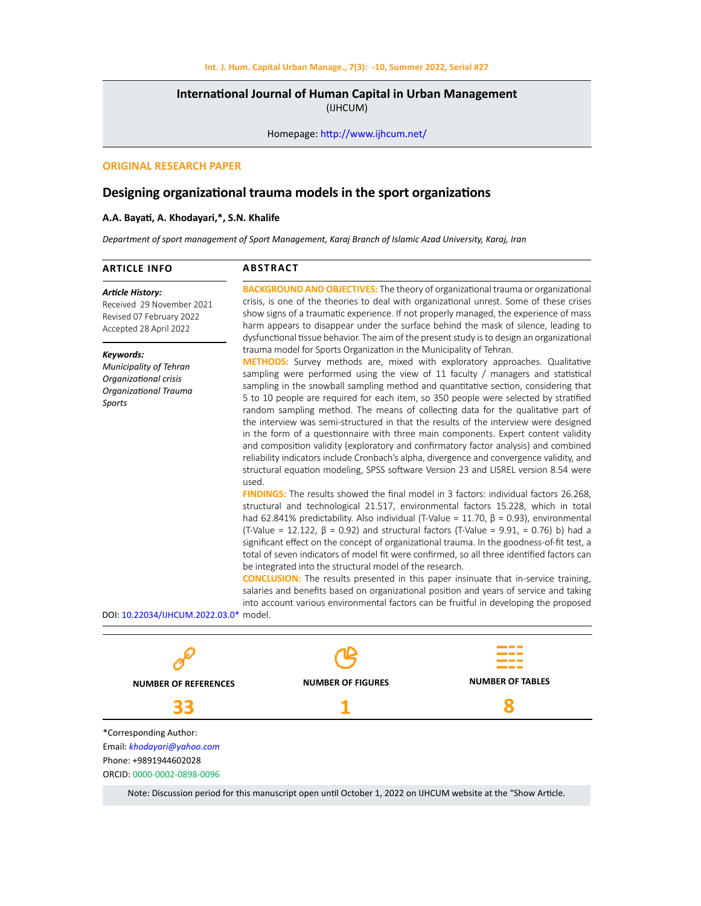**International Journal of Human Capital in Urban Management**
(IJHCUM)

Homepage: http://www.ijhcum.net/

**ORIGINAL RESEARCH PAPER**

# Designing organizational trauma models in the sport organizations

**A.A. Bayati, A. Khodayari,*, S.N. Khalife**

*Department of sport management of Sport Management, Karaj Branch of Islamic Azad University, Karaj, Iran*

## ARTICLE INFO

***Article History:***
Received 29 November 2021
Revised 07 February 2022
Accepted 28 April 2022

***Keywords:***
*Municipality of Tehran*
*Organizational crisis*
*Organizational Trauma*
*Sports*

DOI: 10.22034/IJHCUM.2022.03.0*

## ABSTRACT

**BACKGROUND AND OBJECTIVES:** The theory of organizational trauma or organizational crisis, is one of the theories to deal with organizational unrest. Some of these crises show signs of a traumatic experience. If not properly managed, the experience of mass harm appears to disappear under the surface behind the mask of silence, leading to dysfunctional tissue behavior. The aim of the present study is to design an organizational trauma model for Sports Organization in the Municipality of Tehran.

**METHODS:** Survey methods are, mixed with exploratory approaches. Qualitative sampling were performed using the view of 11 faculty / managers and statistical sampling in the snowball sampling method and quantitative section, considering that 5 to 10 people are required for each item, so 350 people were selected by stratified random sampling method. The means of collecting data for the qualitative part of the interview was semi-structured in that the results of the interview were designed in the form of a questionnaire with three main components. Expert content validity and composition validity (exploratory and confirmatory factor analysis) and combined reliability indicators include Cronbach's alpha, divergence and convergence validity, and structural equation modeling, SPSS software Version 23 and LISREL version 8.54 were used.

**FINDINGS:** The results showed the final model in 3 factors: individual factors 26.268, structural and technological 21.517, environmental factors 15.228, which in total had 62.841% predictability. Also individual (T-Value = 11.70, β = 0.93), environmental (T-Value = 12.122, β = 0.92) and structural factors (T-Value = 9.91, = 0.76) b) had a significant effect on the concept of organizational trauma. In the goodness-of-fit test, a total of seven indicators of model fit were confirmed, so all three identified factors can be integrated into the structural model of the research.

**CONCLUSION:** The results presented in this paper insinuate that in-service training, salaries and benefits based on organizational position and years of service and taking into account various environmental factors can be fruitful in developing the proposed model.

| NUMBER OF REFERENCES | NUMBER OF FIGURES | NUMBER OF TABLES |
|---|---|---|
| 33 | 1 | 8 |

*Corresponding Author:
Email: *khodayari@yahoo.com*
Phone: +9891944602028
ORCID: 0000-0002-0898-0096

Note: Discussion period for this manuscript open until October 1, 2022 on IJHCUM website at the "Show Article.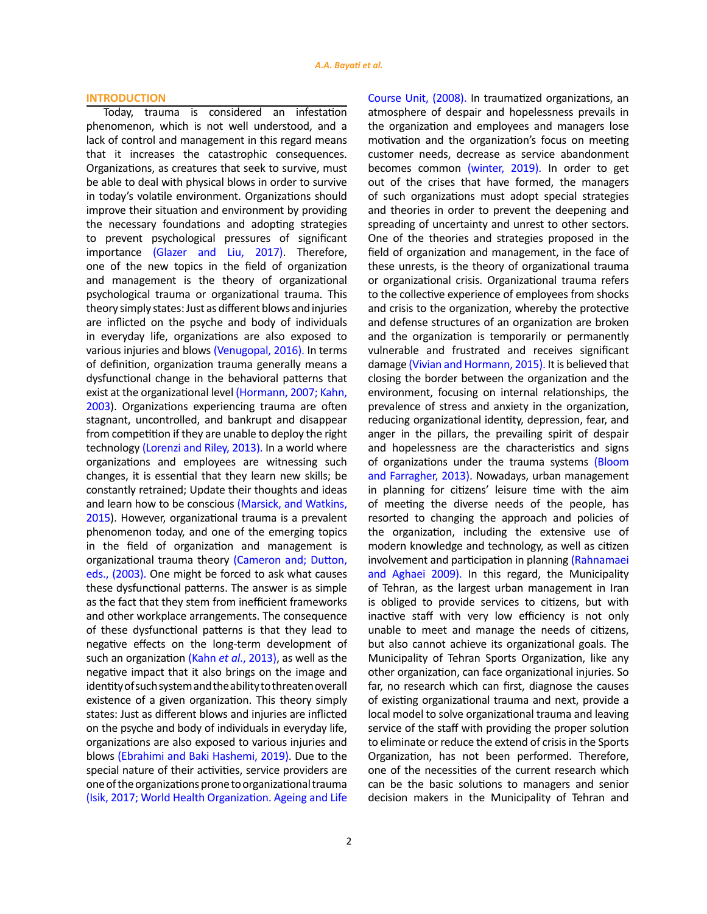## INTRODUCTION

Today, trauma is considered an infestation phenomenon, which is not well understood, and a lack of control and management in this regard means that it increases the catastrophic consequences. Organizations, as creatures that seek to survive, must be able to deal with physical blows in order to survive in today's volatile environment. Organizations should improve their situation and environment by providing the necessary foundations and adopting strategies to prevent psychological pressures of significant importance (Glazer and Liu, 2017). Therefore, one of the new topics in the field of organization and management is the theory of organizational psychological trauma or organizational trauma. This theory simply states: Just as different blows and injuries are inflicted on the psyche and body of individuals in everyday life, organizations are also exposed to various injuries and blows (Venugopal, 2016). In terms of definition, organization trauma generally means a dysfunctional change in the behavioral patterns that exist at the organizational level (Hormann, 2007; Kahn, 2003). Organizations experiencing trauma are often stagnant, uncontrolled, and bankrupt and disappear from competition if they are unable to deploy the right technology (Lorenzi and Riley, 2013). In a world where organizations and employees are witnessing such changes, it is essential that they learn new skills; be constantly retrained; Update their thoughts and ideas and learn how to be conscious (Marsick, and Watkins, 2015). However, organizational trauma is a prevalent phenomenon today, and one of the emerging topics in the field of organization and management is organizational trauma theory (Cameron and; Dutton, eds., (2003). One might be forced to ask what causes these dysfunctional patterns. The answer is as simple as the fact that they stem from inefficient frameworks and other workplace arrangements. The consequence of these dysfunctional patterns is that they lead to negative effects on the long-term development of such an organization (Kahn *et al*., 2013), as well as the negative impact that it also brings on the image and identity of such system and the ability to threaten overall existence of a given organization. This theory simply states: Just as different blows and injuries are inflicted on the psyche and body of individuals in everyday life, organizations are also exposed to various injuries and blows (Ebrahimi and Baki Hashemi, 2019). Due to the special nature of their activities, service providers are one of the organizations prone to organizational trauma (Isik, 2017; World Health Organization. Ageing and Life Course Unit, (2008). In traumatized organizations, an atmosphere of despair and hopelessness prevails in the organization and employees and managers lose motivation and the organization's focus on meeting customer needs, decrease as service abandonment becomes common (winter, 2019). In order to get out of the crises that have formed, the managers of such organizations must adopt special strategies and theories in order to prevent the deepening and spreading of uncertainty and unrest to other sectors. One of the theories and strategies proposed in the field of organization and management, in the face of these unrests, is the theory of organizational trauma or organizational crisis. Organizational trauma refers to the collective experience of employees from shocks and crisis to the organization, whereby the protective and defense structures of an organization are broken and the organization is temporarily or permanently vulnerable and frustrated and receives significant damage (Vivian and Hormann, 2015). It is believed that closing the border between the organization and the environment, focusing on internal relationships, the prevalence of stress and anxiety in the organization, reducing organizational identity, depression, fear, and anger in the pillars, the prevailing spirit of despair and hopelessness are the characteristics and signs of organizations under the trauma systems (Bloom and Farragher, 2013). Nowadays, urban management in planning for citizens' leisure time with the aim of meeting the diverse needs of the people, has resorted to changing the approach and policies of the organization, including the extensive use of modern knowledge and technology, as well as citizen involvement and participation in planning (Rahnamaei and Aghaei 2009). In this regard, the Municipality of Tehran, as the largest urban management in Iran is obliged to provide services to citizens, but with inactive staff with very low efficiency is not only unable to meet and manage the needs of citizens, but also cannot achieve its organizational goals. The Municipality of Tehran Sports Organization, like any other organization, can face organizational injuries. So far, no research which can first, diagnose the causes of existing organizational trauma and next, provide a local model to solve organizational trauma and leaving service of the staff with providing the proper solution to eliminate or reduce the extend of crisis in the Sports Organization, has not been performed. Therefore, one of the necessities of the current research which can be the basic solutions to managers and senior decision makers in the Municipality of Tehran and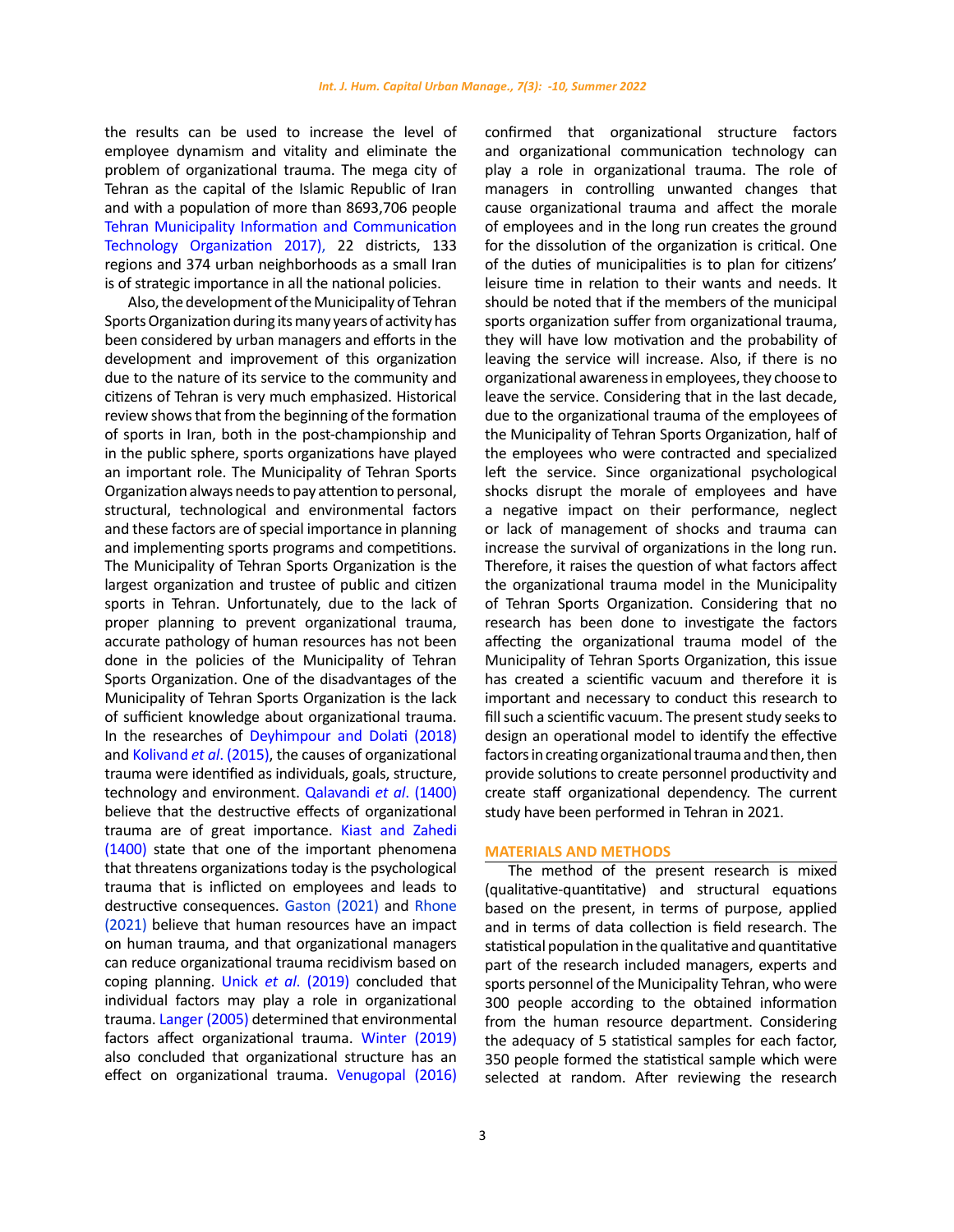the results can be used to increase the level of employee dynamism and vitality and eliminate the problem of organizational trauma. The mega city of Tehran as the capital of the Islamic Republic of Iran and with a population of more than 8693,706 people Tehran Municipality Information and Communication Technology Organization 2017), 22 districts, 133 regions and 374 urban neighborhoods as a small Iran is of strategic importance in all the national policies.

Also, the development of the Municipality of Tehran Sports Organization during its many years of activity has been considered by urban managers and efforts in the development and improvement of this organization due to the nature of its service to the community and citizens of Tehran is very much emphasized. Historical review shows that from the beginning of the formation of sports in Iran, both in the post-championship and in the public sphere, sports organizations have played an important role. The Municipality of Tehran Sports Organization always needs to pay attention to personal, structural, technological and environmental factors and these factors are of special importance in planning and implementing sports programs and competitions. The Municipality of Tehran Sports Organization is the largest organization and trustee of public and citizen sports in Tehran. Unfortunately, due to the lack of proper planning to prevent organizational trauma, accurate pathology of human resources has not been done in the policies of the Municipality of Tehran Sports Organization. One of the disadvantages of the Municipality of Tehran Sports Organization is the lack of sufficient knowledge about organizational trauma. In the researches of Deyhimpour and Dolati (2018) and Kolivand *et al*. (2015), the causes of organizational trauma were identified as individuals, goals, structure, technology and environment. Qalavandi *et al*. (1400) believe that the destructive effects of organizational trauma are of great importance. Kiast and Zahedi (1400) state that one of the important phenomena that threatens organizations today is the psychological trauma that is inflicted on employees and leads to destructive consequences. Gaston (2021) and Rhone (2021) believe that human resources have an impact on human trauma, and that organizational managers can reduce organizational trauma recidivism based on coping planning. Unick *et al*. (2019) concluded that individual factors may play a role in organizational trauma. Langer (2005) determined that environmental factors affect organizational trauma. Winter (2019) also concluded that organizational structure has an effect on organizational trauma. Venugopal (2016) confirmed that organizational structure factors and organizational communication technology can play a role in organizational trauma. The role of managers in controlling unwanted changes that cause organizational trauma and affect the morale of employees and in the long run creates the ground for the dissolution of the organization is critical. One of the duties of municipalities is to plan for citizens' leisure time in relation to their wants and needs. It should be noted that if the members of the municipal sports organization suffer from organizational trauma, they will have low motivation and the probability of leaving the service will increase. Also, if there is no organizational awareness in employees, they choose to leave the service. Considering that in the last decade, due to the organizational trauma of the employees of the Municipality of Tehran Sports Organization, half of the employees who were contracted and specialized left the service. Since organizational psychological shocks disrupt the morale of employees and have a negative impact on their performance, neglect or lack of management of shocks and trauma can increase the survival of organizations in the long run. Therefore, it raises the question of what factors affect the organizational trauma model in the Municipality of Tehran Sports Organization. Considering that no research has been done to investigate the factors affecting the organizational trauma model of the Municipality of Tehran Sports Organization, this issue has created a scientific vacuum and therefore it is important and necessary to conduct this research to fill such a scientific vacuum. The present study seeks to design an operational model to identify the effective factors in creating organizational trauma and then, then provide solutions to create personnel productivity and create staff organizational dependency. The current study have been performed in Tehran in 2021.

## MATERIALS AND METHODS

The method of the present research is mixed (qualitative-quantitative) and structural equations based on the present, in terms of purpose, applied and in terms of data collection is field research. The statistical population in the qualitative and quantitative part of the research included managers, experts and sports personnel of the Municipality Tehran, who were 300 people according to the obtained information from the human resource department. Considering the adequacy of 5 statistical samples for each factor, 350 people formed the statistical sample which were selected at random. After reviewing the research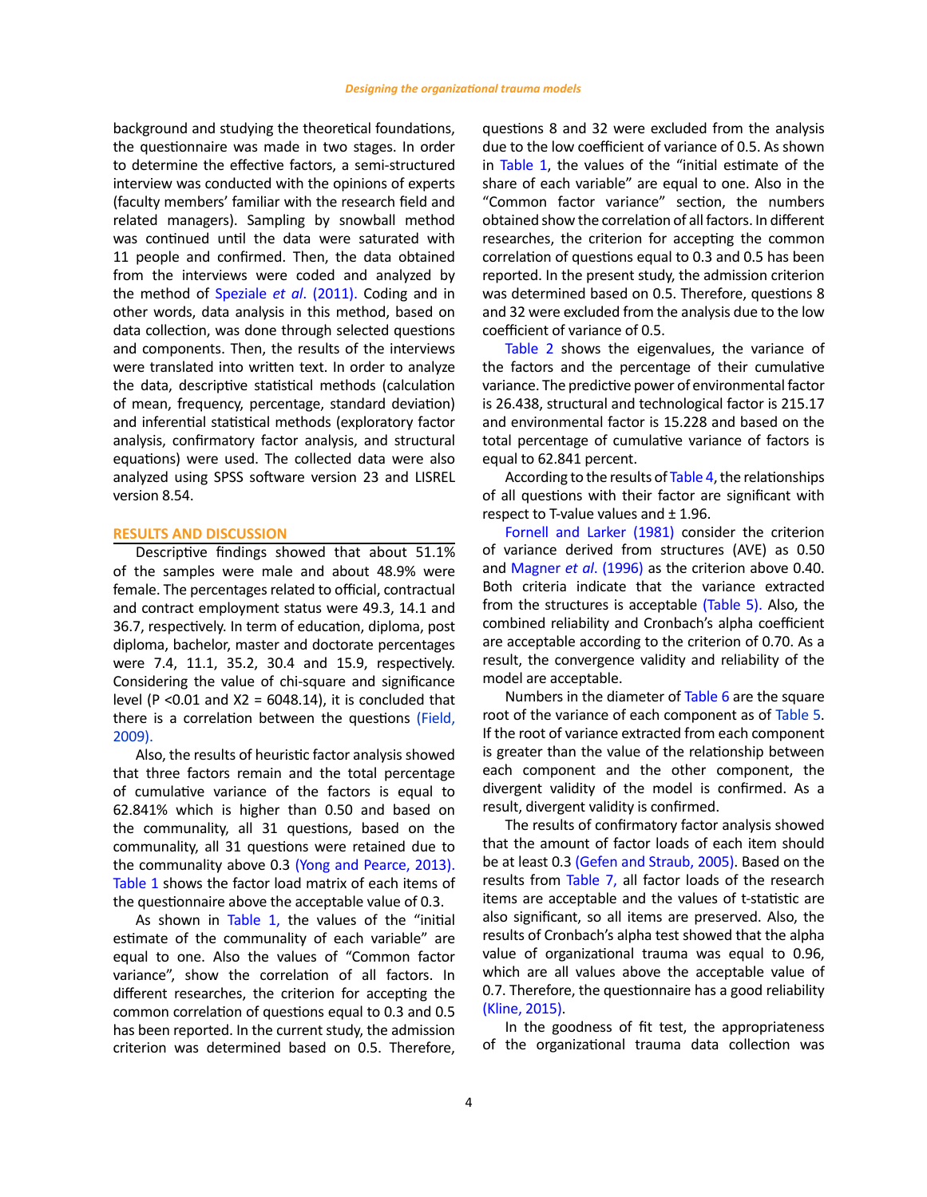background and studying the theoretical foundations, the questionnaire was made in two stages. In order to determine the effective factors, a semi-structured interview was conducted with the opinions of experts (faculty members' familiar with the research field and related managers). Sampling by snowball method was continued until the data were saturated with 11 people and confirmed. Then, the data obtained from the interviews were coded and analyzed by the method of Speziale *et al*. (2011). Coding and in other words, data analysis in this method, based on data collection, was done through selected questions and components. Then, the results of the interviews were translated into written text. In order to analyze the data, descriptive statistical methods (calculation of mean, frequency, percentage, standard deviation) and inferential statistical methods (exploratory factor analysis, confirmatory factor analysis, and structural equations) were used. The collected data were also analyzed using SPSS software version 23 and LISREL version 8.54.

## RESULTS AND DISCUSSION

Descriptive findings showed that about 51.1% of the samples were male and about 48.9% were female. The percentages related to official, contractual and contract employment status were 49.3, 14.1 and 36.7, respectively. In term of education, diploma, post diploma, bachelor, master and doctorate percentages were 7.4, 11.1, 35.2, 30.4 and 15.9, respectively. Considering the value of chi-square and significance level ($P < 0.01$ and $X2 = 6048.14$), it is concluded that there is a correlation between the questions (Field, 2009).

Also, the results of heuristic factor analysis showed that three factors remain and the total percentage of cumulative variance of the factors is equal to 62.841% which is higher than 0.50 and based on the communality, all 31 questions, based on the communality, all 31 questions were retained due to the communality above 0.3 (Yong and Pearce, 2013). Table 1 shows the factor load matrix of each items of the questionnaire above the acceptable value of 0.3.

As shown in Table 1, the values of the "initial estimate of the communality of each variable" are equal to one. Also the values of "Common factor variance", show the correlation of all factors. In different researches, the criterion for accepting the common correlation of questions equal to 0.3 and 0.5 has been reported. In the current study, the admission criterion was determined based on 0.5. Therefore, questions 8 and 32 were excluded from the analysis due to the low coefficient of variance of 0.5. As shown in Table 1, the values of the "initial estimate of the share of each variable" are equal to one. Also in the "Common factor variance" section, the numbers obtained show the correlation of all factors. In different researches, the criterion for accepting the common correlation of questions equal to 0.3 and 0.5 has been reported. In the present study, the admission criterion was determined based on 0.5. Therefore, questions 8 and 32 were excluded from the analysis due to the low coefficient of variance of 0.5.

Table 2 shows the eigenvalues, the variance of the factors and the percentage of their cumulative variance. The predictive power of environmental factor is 26.438, structural and technological factor is 215.17 and environmental factor is 15.228 and based on the total percentage of cumulative variance of factors is equal to 62.841 percent.

According to the results of Table 4, the relationships of all questions with their factor are significant with respect to T-value values and ± 1.96.

Fornell and Larker (1981) consider the criterion of variance derived from structures (AVE) as 0.50 and Magner *et al*. (1996) as the criterion above 0.40. Both criteria indicate that the variance extracted from the structures is acceptable (Table 5). Also, the combined reliability and Cronbach's alpha coefficient are acceptable according to the criterion of 0.70. As a result, the convergence validity and reliability of the model are acceptable.

Numbers in the diameter of Table 6 are the square root of the variance of each component as of Table 5. If the root of variance extracted from each component is greater than the value of the relationship between each component and the other component, the divergent validity of the model is confirmed. As a result, divergent validity is confirmed.

The results of confirmatory factor analysis showed that the amount of factor loads of each item should be at least 0.3 (Gefen and Straub, 2005). Based on the results from Table 7, all factor loads of the research items are acceptable and the values of t-statistic are also significant, so all items are preserved. Also, the results of Cronbach's alpha test showed that the alpha value of organizational trauma was equal to 0.96, which are all values above the acceptable value of 0.7. Therefore, the questionnaire has a good reliability (Kline, 2015).

In the goodness of fit test, the appropriateness of the organizational trauma data collection was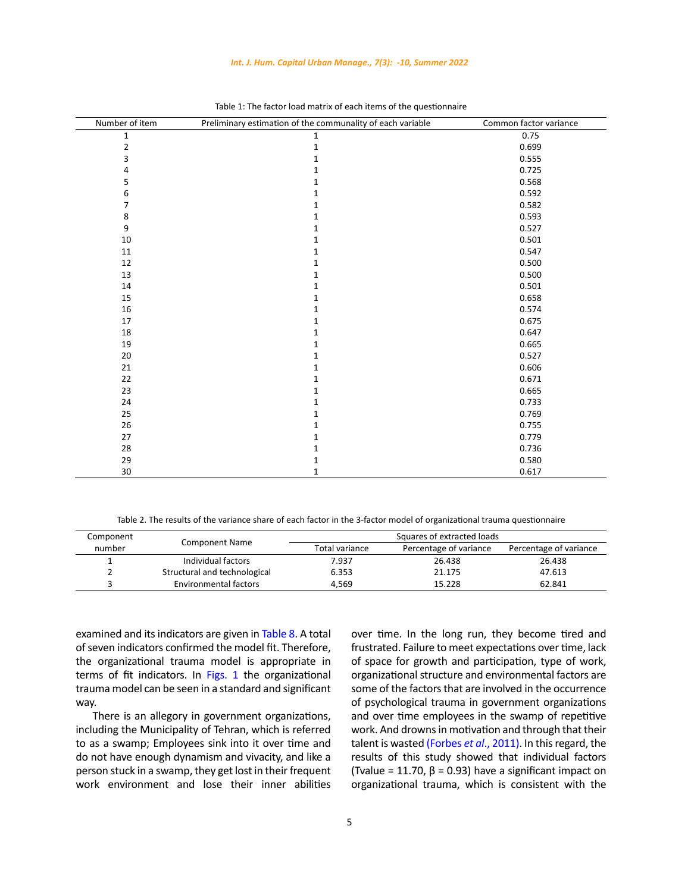Table 1: The factor load matrix of each items of the questionnaire

| Number of item | Preliminary estimation of the communality of each variable | Common factor variance |
|---|---|---|
| 1 | 1 | 0.75 |
| 2 | 1 | 0.699 |
| 3 | 1 | 0.555 |
| 4 | 1 | 0.725 |
| 5 | 1 | 0.568 |
| 6 | 1 | 0.592 |
| 7 | 1 | 0.582 |
| 8 | 1 | 0.593 |
| 9 | 1 | 0.527 |
| 10 | 1 | 0.501 |
| 11 | 1 | 0.547 |
| 12 | 1 | 0.500 |
| 13 | 1 | 0.500 |
| 14 | 1 | 0.501 |
| 15 | 1 | 0.658 |
| 16 | 1 | 0.574 |
| 17 | 1 | 0.675 |
| 18 | 1 | 0.647 |
| 19 | 1 | 0.665 |
| 20 | 1 | 0.527 |
| 21 | 1 | 0.606 |
| 22 | 1 | 0.671 |
| 23 | 1 | 0.665 |
| 24 | 1 | 0.733 |
| 25 | 1 | 0.769 |
| 26 | 1 | 0.755 |
| 27 | 1 | 0.779 |
| 28 | 1 | 0.736 |
| 29 | 1 | 0.580 |
| 30 | 1 | 0.617 |

Table 2. The results of the variance share of each factor in the 3-factor model of organizational trauma questionnaire

| Component number | Component Name | Squares of extracted loads | | |
|---|---|---|---|---|
| | | Total variance | Percentage of variance | Percentage of variance |
| 1 | Individual factors | 7.937 | 26.438 | 26.438 |
| 2 | Structural and technological | 6.353 | 21.175 | 47.613 |
| 3 | Environmental factors | 4,569 | 15.228 | 62.841 |

examined and its indicators are given in Table 8. A total of seven indicators confirmed the model fit. Therefore, the organizational trauma model is appropriate in terms of fit indicators. In Figs. 1 the organizational trauma model can be seen in a standard and significant way.

There is an allegory in government organizations, including the Municipality of Tehran, which is referred to as a swamp; Employees sink into it over time and do not have enough dynamism and vivacity, and like a person stuck in a swamp, they get lost in their frequent work environment and lose their inner abilities over time. In the long run, they become tired and frustrated. Failure to meet expectations over time, lack of space for growth and participation, type of work, organizational structure and environmental factors are some of the factors that are involved in the occurrence of psychological trauma in government organizations and over time employees in the swamp of repetitive work. And drowns in motivation and through that their talent is wasted (Forbes *et al*., 2011). In this regard, the results of this study showed that individual factors (Tvalue = 11.70, $\beta = 0.93$) have a significant impact on organizational trauma, which is consistent with the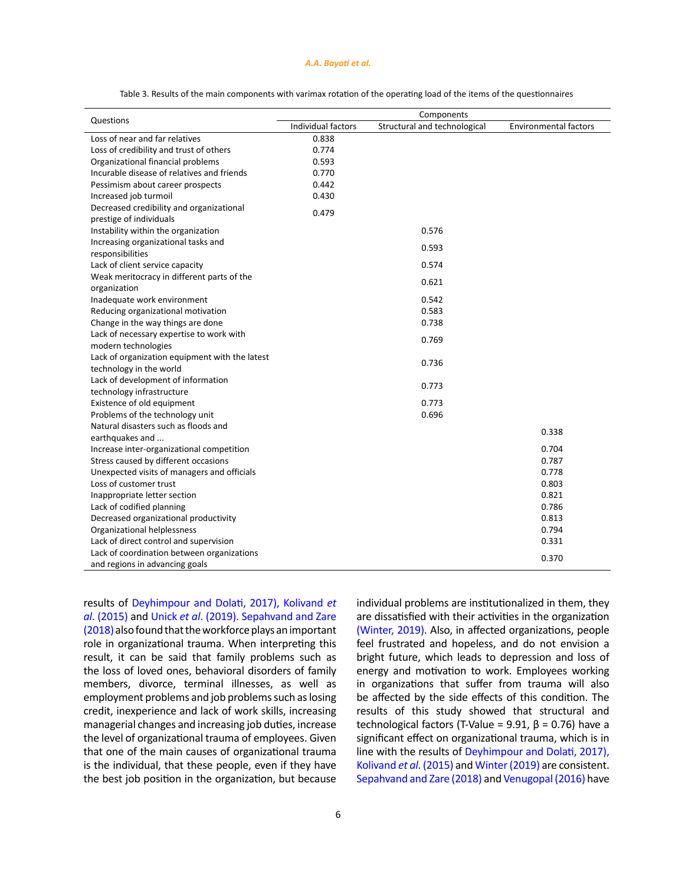Table 3. Results of the main components with varimax rotation of the operating load of the items of the questionnaires

| Questions | Components | | |
|---|---|---|---|
| | Individual factors | Structural and technological | Environmental factors |
| Loss of near and far relatives | 0.838 | | |
| Loss of credibility and trust of others | 0.774 | | |
| Organizational financial problems | 0.593 | | |
| Incurable disease of relatives and friends | 0.770 | | |
| Pessimism about career prospects | 0.442 | | |
| Increased job turmoil | 0.430 | | |
| Decreased credibility and organizational prestige of individuals | 0.479 | | |
| Instability within the organization | | 0.576 | |
| Increasing organizational tasks and responsibilities | | 0.593 | |
| Lack of client service capacity | | 0.574 | |
| Weak meritocracy in different parts of the organization | | 0.621 | |
| Inadequate work environment | | 0.542 | |
| Reducing organizational motivation | | 0.583 | |
| Change in the way things are done | | 0.738 | |
| Lack of necessary expertise to work with modern technologies | | 0.769 | |
| Lack of organization equipment with the latest technology in the world | | 0.736 | |
| Lack of development of information technology infrastructure | | 0.773 | |
| Existence of old equipment | | 0.773 | |
| Problems of the technology unit | | 0.696 | |
| Natural disasters such as floods and earthquakes and ... | | | 0.338 |
| Increase inter-organizational competition | | | 0.704 |
| Stress caused by different occasions | | | 0.787 |
| Unexpected visits of managers and officials | | | 0.778 |
| Loss of customer trust | | | 0.803 |
| Inappropriate letter section | | | 0.821 |
| Lack of codified planning | | | 0.786 |
| Decreased organizational productivity | | | 0.813 |
| Organizational helplessness | | | 0.794 |
| Lack of direct control and supervision | | | 0.331 |
| Lack of coordination between organizations and regions in advancing goals | | | 0.370 |

results of Deyhimpour and Dolati, 2017), Kolivand *et al*. (2015) and Unick *et al*. (2019). Sepahvand and Zare (2018) also found that the workforce plays an important role in organizational trauma. When interpreting this result, it can be said that family problems such as the loss of loved ones, behavioral disorders of family members, divorce, terminal illnesses, as well as employment problems and job problems such as losing credit, inexperience and lack of work skills, increasing managerial changes and increasing job duties, increase the level of organizational trauma of employees. Given that one of the main causes of organizational trauma is the individual, that these people, even if they have the best job position in the organization, but because individual problems are institutionalized in them, they are dissatisfied with their activities in the organization (Winter, 2019). Also, in affected organizations, people feel frustrated and hopeless, and do not envision a bright future, which leads to depression and loss of energy and motivation to work. Employees working in organizations that suffer from trauma will also be affected by the side effects of this condition. The results of this study showed that structural and technological factors (T-Value = 9.91, $\beta$ = 0.76) have a significant effect on organizational trauma, which is in line with the results of Deyhimpour and Dolati, 2017), Kolivand *et al*. (2015) and Winter (2019) are consistent. Sepahvand and Zare (2018) and Venugopal (2016) have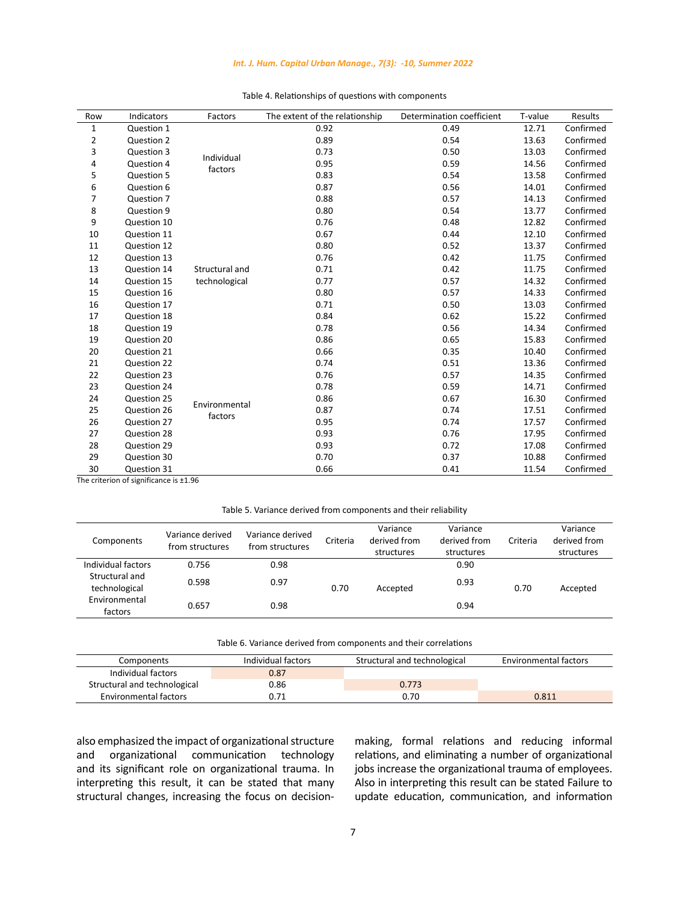Table 4. Relationships of questions with components

| Row | Indicators | Factors | The extent of the relationship | Determination coefficient | T-value | Results |
|---|---|---|---|---|---|---|
| 1 | Question 1 | Individual factors | 0.92 | 0.49 | 12.71 | Confirmed |
| 2 | Question 2 | | 0.89 | 0.54 | 13.63 | Confirmed |
| 3 | Question 3 | | 0.73 | 0.50 | 13.03 | Confirmed |
| 4 | Question 4 | | 0.95 | 0.59 | 14.56 | Confirmed |
| 5 | Question 5 | | 0.83 | 0.54 | 13.58 | Confirmed |
| 6 | Question 6 | | 0.87 | 0.56 | 14.01 | Confirmed |
| 7 | Question 7 | | 0.88 | 0.57 | 14.13 | Confirmed |
| 8 | Question 9 | Structural and technological | 0.80 | 0.54 | 13.77 | Confirmed |
| 9 | Question 10 | | 0.76 | 0.48 | 12.82 | Confirmed |
| 10 | Question 11 | | 0.67 | 0.44 | 12.10 | Confirmed |
| 11 | Question 12 | | 0.80 | 0.52 | 13.37 | Confirmed |
| 12 | Question 13 | | 0.76 | 0.42 | 11.75 | Confirmed |
| 13 | Question 14 | | 0.71 | 0.42 | 11.75 | Confirmed |
| 14 | Question 15 | | 0.77 | 0.57 | 14.32 | Confirmed |
| 15 | Question 16 | | 0.80 | 0.57 | 14.33 | Confirmed |
| 16 | Question 17 | | 0.71 | 0.50 | 13.03 | Confirmed |
| 17 | Question 18 | | 0.84 | 0.62 | 15.22 | Confirmed |
| 18 | Question 19 | | 0.78 | 0.56 | 14.34 | Confirmed |
| 19 | Question 20 | | 0.86 | 0.65 | 15.83 | Confirmed |
| 20 | Question 21 | Environmental factors | 0.66 | 0.35 | 10.40 | Confirmed |
| 21 | Question 22 | | 0.74 | 0.51 | 13.36 | Confirmed |
| 22 | Question 23 | | 0.76 | 0.57 | 14.35 | Confirmed |
| 23 | Question 24 | | 0.78 | 0.59 | 14.71 | Confirmed |
| 24 | Question 25 | | 0.86 | 0.67 | 16.30 | Confirmed |
| 25 | Question 26 | | 0.87 | 0.74 | 17.51 | Confirmed |
| 26 | Question 27 | | 0.95 | 0.74 | 17.57 | Confirmed |
| 27 | Question 28 | | 0.93 | 0.76 | 17.95 | Confirmed |
| 28 | Question 29 | | 0.93 | 0.72 | 17.08 | Confirmed |
| 29 | Question 30 | | 0.70 | 0.37 | 10.88 | Confirmed |
| 30 | Question 31 | | 0.66 | 0.41 | 11.54 | Confirmed |

The criterion of significance is ±1.96

Table 5. Variance derived from components and their reliability

| Components | Variance derived from structures | Variance derived from structures | Criteria | Variance derived from structures | Variance derived from structures | Criteria | Variance derived from structures |
|---|---|---|---|---|---|---|---|
| Individual factors | 0.756 | 0.98 | 0.70 | Accepted | 0.90 | 0.70 | Accepted |
| Structural and technological | 0.598 | 0.97 | | | 0.93 | | |
| Environmental factors | 0.657 | 0.98 | | | 0.94 | | |

Table 6. Variance derived from components and their correlations

| Components | Individual factors | Structural and technological | Environmental factors |
|---|---|---|---|
| Individual factors | 0.87 | | |
| Structural and technological | 0.86 | 0.773 | |
| Environmental factors | 0.71 | 0.70 | 0.811 |

also emphasized the impact of organizational structure and organizational communication technology and its significant role on organizational trauma. In interpreting this result, it can be stated that many structural changes, increasing the focus on decision-making, formal relations and reducing informal relations, and eliminating a number of organizational jobs increase the organizational trauma of employees. Also in interpreting this result can be stated Failure to update education, communication, and information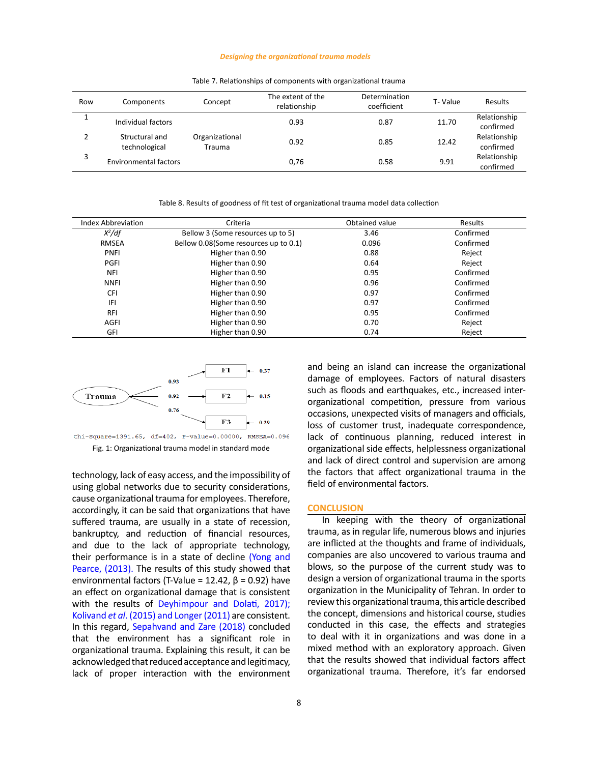Table 7. Relationships of components with organizational trauma

| Row | Components | Concept | The extent of the relationship | Determination coefficient | T- Value | Results |
|---|---|---|---|---|---|---|
| 1 | Individual factors | Organizational Trauma | 0.93 | 0.87 | 11.70 | Relationship confirmed |
| 2 | Structural and technological | | 0.92 | 0.85 | 12.42 | Relationship confirmed |
| 3 | Environmental factors | | 0,76 | 0.58 | 9.91 | Relationship confirmed |

Table 8. Results of goodness of fit test of organizational trauma model data collection

| Index Abbreviation | Criteria | Obtained value | Results |
|---|---|---|---|
| $X^2/df$ | Bellow 3 (Some resources up to 5) | 3.46 | Confirmed |
| RMSEA | Bellow 0.08(Some resources up to 0.1) | 0.096 | Confirmed |
| PNFI | Higher than 0.90 | 0.88 | Reject |
| PGFI | Higher than 0.90 | 0.64 | Reject |
| NFI | Higher than 0.90 | 0.95 | Confirmed |
| NNFI | Higher than 0.90 | 0.96 | Confirmed |
| CFI | Higher than 0.90 | 0.97 | Confirmed |
| IFI | Higher than 0.90 | 0.97 | Confirmed |
| RFI | Higher than 0.90 | 0.95 | Confirmed |
| AGFI | Higher than 0.90 | 0.70 | Reject |
| GFI | Higher than 0.90 | 0.74 | Reject |

Chi-Square=1391.65, df=402, P-value=0.00000, RMSEA=0.096

Fig. 1: Organizational trauma model in standard mode

technology, lack of easy access, and the impossibility of using global networks due to security considerations, cause organizational trauma for employees. Therefore, accordingly, it can be said that organizations that have suffered trauma, are usually in a state of recession, bankruptcy, and reduction of financial resources, and due to the lack of appropriate technology, their performance is in a state of decline (Yong and Pearce, (2013). The results of this study showed that environmental factors (T-Value = 12.42, β = 0.92) have an effect on organizational damage that is consistent with the results of Deyhimpour and Dolati, 2017); Kolivand *et al*. (2015) and Longer (2011) are consistent. In this regard, Sepahvand and Zare (2018) concluded that the environment has a significant role in organizational trauma. Explaining this result, it can be acknowledged that reduced acceptance and legitimacy, lack of proper interaction with the environment and being an island can increase the organizational damage of employees. Factors of natural disasters such as floods and earthquakes, etc., increased inter-organizational competition, pressure from various occasions, unexpected visits of managers and officials, loss of customer trust, inadequate correspondence, lack of continuous planning, reduced interest in organizational side effects, helplessness organizational and lack of direct control and supervision are among the factors that affect organizational trauma in the field of environmental factors.

## CONCLUSION

In keeping with the theory of organizational trauma, as in regular life, numerous blows and injuries are inflicted at the thoughts and frame of individuals, companies are also uncovered to various trauma and blows, so the purpose of the current study was to design a version of organizational trauma in the sports organization in the Municipality of Tehran. In order to review this organizational trauma, this article described the concept, dimensions and historical course, studies conducted in this case, the effects and strategies to deal with it in organizations and was done in a mixed method with an exploratory approach. Given that the results showed that individual factors affect organizational trauma. Therefore, it's far endorsed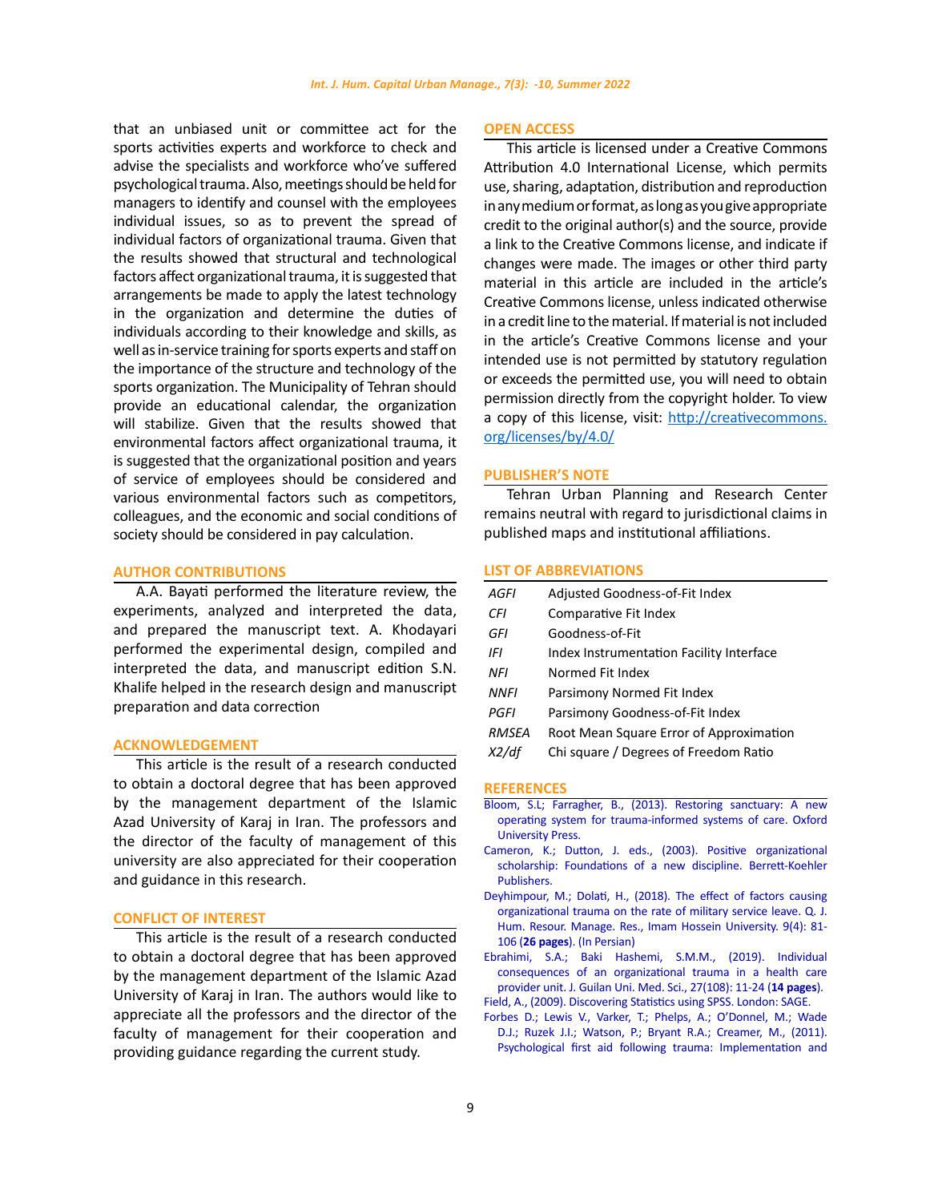that an unbiased unit or committee act for the sports activities experts and workforce to check and advise the specialists and workforce who've suffered psychological trauma. Also, meetings should be held for managers to identify and counsel with the employees individual issues, so as to prevent the spread of individual factors of organizational trauma. Given that the results showed that structural and technological factors affect organizational trauma, it is suggested that arrangements be made to apply the latest technology in the organization and determine the duties of individuals according to their knowledge and skills, as well as in-service training for sports experts and staff on the importance of the structure and technology of the sports organization. The Municipality of Tehran should provide an educational calendar, the organization will stabilize. Given that the results showed that environmental factors affect organizational trauma, it is suggested that the organizational position and years of service of employees should be considered and various environmental factors such as competitors, colleagues, and the economic and social conditions of society should be considered in pay calculation.

## AUTHOR CONTRIBUTIONS

A.A. Bayati performed the literature review, the experiments, analyzed and interpreted the data, and prepared the manuscript text. A. Khodayari performed the experimental design, compiled and interpreted the data, and manuscript edition S.N. Khalife helped in the research design and manuscript preparation and data correction

## ACKNOWLEDGEMENT

This article is the result of a research conducted to obtain a doctoral degree that has been approved by the management department of the Islamic Azad University of Karaj in Iran. The professors and the director of the faculty of management of this university are also appreciated for their cooperation and guidance in this research.

## CONFLICT OF INTEREST

This article is the result of a research conducted to obtain a doctoral degree that has been approved by the management department of the Islamic Azad University of Karaj in Iran. The authors would like to appreciate all the professors and the director of the faculty of management for their cooperation and providing guidance regarding the current study.

## OPEN ACCESS

This article is licensed under a Creative Commons Attribution 4.0 International License, which permits use, sharing, adaptation, distribution and reproduction in any medium or format, as long as you give appropriate credit to the original author(s) and the source, provide a link to the Creative Commons license, and indicate if changes were made. The images or other third party material in this article are included in the article's Creative Commons license, unless indicated otherwise in a credit line to the material. If material is not included in the article's Creative Commons license and your intended use is not permitted by statutory regulation or exceeds the permitted use, you will need to obtain permission directly from the copyright holder. To view a copy of this license, visit: http://creativecommons.org/licenses/by/4.0/

## PUBLISHER'S NOTE

Tehran Urban Planning and Research Center remains neutral with regard to jurisdictional claims in published maps and institutional affiliations.

## LIST OF ABBREVIATIONS

| | |
|---|---|
| *AGFI* | Adjusted Goodness-of-Fit Index |
| *CFI* | Comparative Fit Index |
| *GFI* | Goodness-of-Fit |
| *IFI* | Index Instrumentation Facility Interface |
| *NFI* | Normed Fit Index |
| *NNFI* | Parsimony Normed Fit Index |
| *PGFI* | Parsimony Goodness-of-Fit Index |
| *RMSEA* | Root Mean Square Error of Approximation |
| *X2/df* | Chi square / Degrees of Freedom Ratio |

## REFERENCES

Bloom, S.L; Farragher, B., (2013). Restoring sanctuary: A new operating system for trauma-informed systems of care. Oxford University Press.

Cameron, K.; Dutton, J. eds., (2003). Positive organizational scholarship: Foundations of a new discipline. Berrett-Koehler Publishers.

Deyhimpour, M.; Dolati, H., (2018). The effect of factors causing organizational trauma on the rate of military service leave. Q. J. Hum. Resour. Manage. Res., Imam Hossein University. 9(4): 81-106 (**26 pages**). (In Persian)

Ebrahimi, S.A.; Baki Hashemi, S.M.M., (2019). Individual consequences of an organizational trauma in a health care provider unit. J. Guilan Uni. Med. Sci., 27(108): 11-24 (**14 pages**).

Field, A., (2009). Discovering Statistics using SPSS. London: SAGE.

Forbes D.; Lewis V., Varker, T.; Phelps, A.; O'Donnel, M.; Wade D.J.; Ruzek J.I.; Watson, P.; Bryant R.A.; Creamer, M., (2011). Psychological first aid following trauma: Implementation and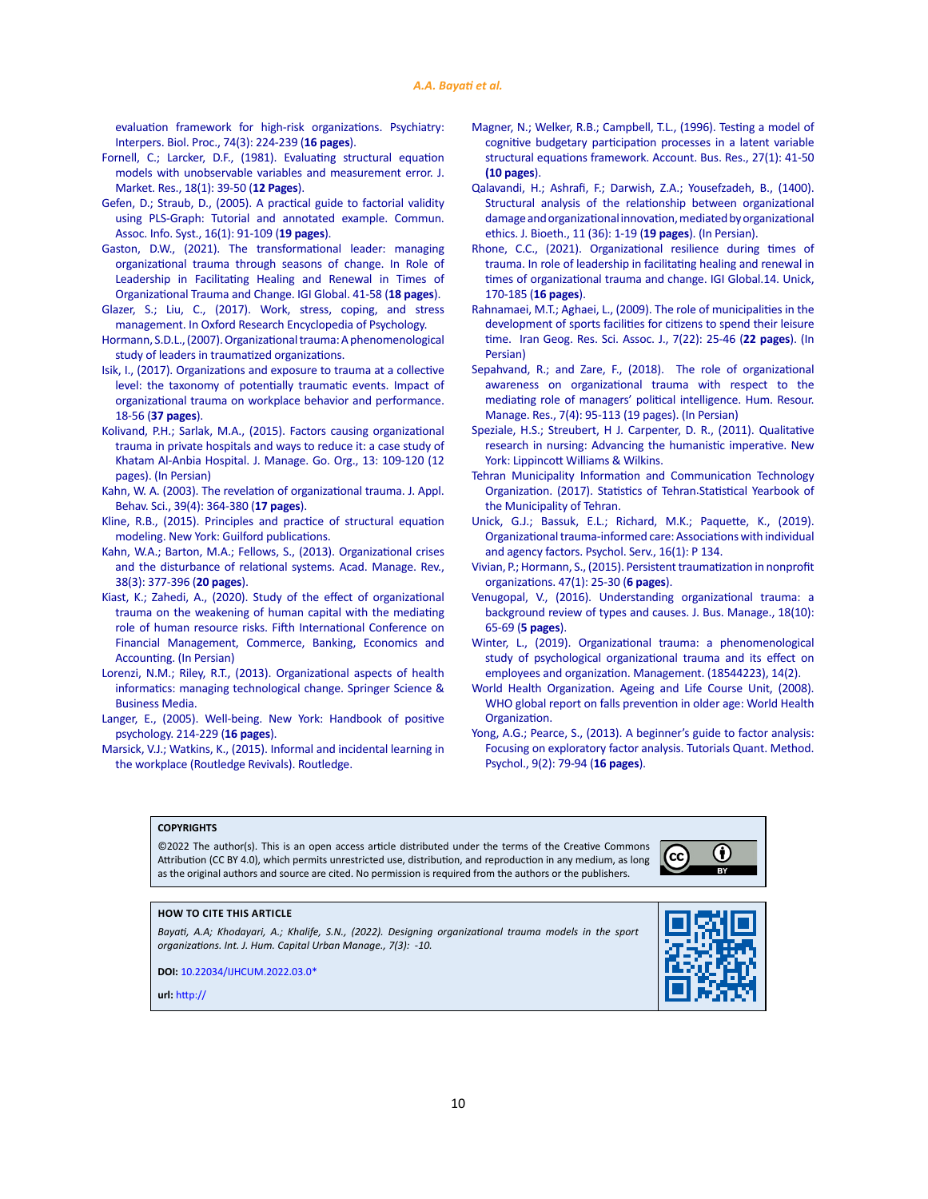evaluation framework for high-risk organizations. Psychiatry: Interpers. Biol. Proc., 74(3): 224-239 (**16 pages**).

Fornell, C.; Larcker, D.F., (1981). Evaluating structural equation models with unobservable variables and measurement error. J. Market. Res., 18(1): 39-50 (**12 Pages**).

Gefen, D.; Straub, D., (2005). A practical guide to factorial validity using PLS-Graph: Tutorial and annotated example. Commun. Assoc. Info. Syst., 16(1): 91-109 (**19 pages**).

Gaston, D.W., (2021). The transformational leader: managing organizational trauma through seasons of change. In Role of Leadership in Facilitating Healing and Renewal in Times of Organizational Trauma and Change. IGI Global. 41-58 (**18 pages**).

Glazer, S.; Liu, C., (2017). Work, stress, coping, and stress management. In Oxford Research Encyclopedia of Psychology.

Hormann, S.D.L., (2007). Organizational trauma: A phenomenological study of leaders in traumatized organizations.

Isik, I., (2017). Organizations and exposure to trauma at a collective level: the taxonomy of potentially traumatic events. Impact of organizational trauma on workplace behavior and performance. 18-56 (**37 pages**).

Kolivand, P.H.; Sarlak, M.A., (2015). Factors causing organizational trauma in private hospitals and ways to reduce it: a case study of Khatam Al-Anbia Hospital. J. Manage. Go. Org., 13: 109-120 (12 pages). (In Persian)

Kahn, W. A. (2003). The revelation of organizational trauma. J. Appl. Behav. Sci., 39(4): 364-380 (**17 pages**).

Kline, R.B., (2015). Principles and practice of structural equation modeling. New York: Guilford publications.

Kahn, W.A.; Barton, M.A.; Fellows, S., (2013). Organizational crises and the disturbance of relational systems. Acad. Manage. Rev., 38(3): 377-396 (**20 pages**).

Kiast, K.; Zahedi, A., (2020). Study of the effect of organizational trauma on the weakening of human capital with the mediating role of human resource risks. Fifth International Conference on Financial Management, Commerce, Banking, Economics and Accounting. (In Persian)

Lorenzi, N.M.; Riley, R.T., (2013). Organizational aspects of health informatics: managing technological change. Springer Science & Business Media.

Langer, E., (2005). Well-being. New York: Handbook of positive psychology. 214-229 (**16 pages**).

Marsick, V.J.; Watkins, K., (2015). Informal and incidental learning in the workplace (Routledge Revivals). Routledge.

Magner, N.; Welker, R.B.; Campbell, T.L., (1996). Testing a model of cognitive budgetary participation processes in a latent variable structural equations framework. Account. Bus. Res., 27(1): 41-50 (**10 pages**).

Qalavandi, H.; Ashrafi, F.; Darwish, Z.A.; Yousefzadeh, B., (1400). Structural analysis of the relationship between organizational damage and organizational innovation, mediated by organizational ethics. J. Bioeth., 11 (36): 1-19 (**19 pages**). (In Persian).

Rhone, C.C., (2021). Organizational resilience during times of trauma. In role of leadership in facilitating healing and renewal in times of organizational trauma and change. IGI Global.14. Unick, 170-185 (**16 pages**).

Rahnamaei, M.T.; Aghaei, L., (2009). The role of municipalities in the development of sports facilities for citizens to spend their leisure time. Iran Geog. Res. Sci. Assoc. J., 7(22): 25-46 (**22 pages**). (In Persian)

Sepahvand, R.; and Zare, F., (2018). The role of organizational awareness on organizational trauma with respect to the mediating role of managers' political intelligence. Hum. Resour. Manage. Res., 7(4): 95-113 (19 pages). (In Persian)

Speziale, H.S.; Streubert, H J. Carpenter, D. R., (2011). Qualitative research in nursing: Advancing the humanistic imperative. New York: Lippincott Williams & Wilkins.

Tehran Municipality Information and Communication Technology Organization. (2017). Statistics of Tehran.Statistical Yearbook of the Municipality of Tehran.

Unick, G.J.; Bassuk, E.L.; Richard, M.K.; Paquette, K., (2019). Organizational trauma-informed care: Associations with individual and agency factors. Psychol. Serv., 16(1): P 134.

Vivian, P.; Hormann, S., (2015). Persistent traumatization in nonprofit organizations. 47(1): 25-30 (**6 pages**).

Venugopal, V., (2016). Understanding organizational trauma: a background review of types and causes. J. Bus. Manage., 18(10): 65-69 (**5 pages**).

Winter, L., (2019). Organizational trauma: a phenomenological study of psychological organizational trauma and its effect on employees and organization. Management. (18544223), 14(2).

World Health Organization. Ageing and Life Course Unit, (2008). WHO global report on falls prevention in older age: World Health Organization.

Yong, A.G.; Pearce, S., (2013). A beginner's guide to factor analysis: Focusing on exploratory factor analysis. Tutorials Quant. Method. Psychol., 9(2): 79-94 (**16 pages**).

**COPYRIGHTS**

©2022 The author(s). This is an open access article distributed under the terms of the Creative Commons Attribution (CC BY 4.0), which permits unrestricted use, distribution, and reproduction in any medium, as long as the original authors and source are cited. No permission is required from the authors or the publishers.

**HOW TO CITE THIS ARTICLE**

*Bayati, A.A; Khodayari, A.; Khalife, S.N., (2022). Designing organizational trauma models in the sport organizations. Int. J. Hum. Capital Urban Manage., 7(3): -10.*

**DOI:** 10.22034/IJHCUM.2022.03.0*

**url:** http://